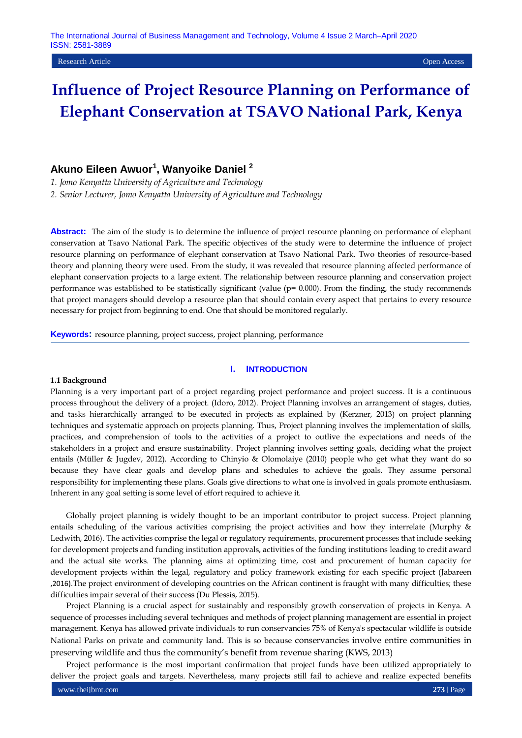# Influence of Project Resource Planning on Performance of Elephant Conservation at TSAVO National Park, Kenya

**Akuno Eileen Awuor[1], Wanyoike Daniel [2]**

*1. Jomo Kenyatta University of Agriculture and Technology*

*2. Senior Lecturer, Jomo Kenyatta University of Agriculture and Technology*

**Abstract:** The aim of the study is to determine the influence of project resource planning on performance of elephant conservation at Tsavo National Park. The specific objectives of the study were to determine the influence of project resource planning on performance of elephant conservation at Tsavo National Park. Two theories of resource-based theory and planning theory were used. From the study, it was revealed that resource planning affected performance of elephant conservation projects to a large extent. The relationship between resource planning and conservation project performance was established to be statistically significant (value (p= 0.000). From the finding, the study recommends that project managers should develop a resource plan that should contain every aspect that pertains to every resource necessary for project from beginning to end. One that should be monitored regularly.

**Keywords:** resource planning, project success, project planning, performance

## I. INTRODUCTION

### 1.1 Background

Planning is a very important part of a project regarding project performance and project success. It is a continuous process throughout the delivery of a project. (Idoro, 2012). Project Planning involves an arrangement of stages, duties, and tasks hierarchically arranged to be executed in projects as explained by (Kerzner, 2013) on project planning techniques and systematic approach on projects planning. Thus, Project planning involves the implementation of skills, practices, and comprehension of tools to the activities of a project to outlive the expectations and needs of the stakeholders in a project and ensure sustainability. Project planning involves setting goals, deciding what the project entails (Müller & Jugdev, 2012). According to Chinyio & Olomolaiye (2010) people who get what they want do so because they have clear goals and develop plans and schedules to achieve the goals. They assume personal responsibility for implementing these plans. Goals give directions to what one is involved in goals promote enthusiasm. Inherent in any goal setting is some level of effort required to achieve it.

Globally project planning is widely thought to be an important contributor to project success. Project planning entails scheduling of the various activities comprising the project activities and how they interrelate (Murphy & Ledwith, 2016). The activities comprise the legal or regulatory requirements, procurement processes that include seeking for development projects and funding institution approvals, activities of the funding institutions leading to credit award and the actual site works. The planning aims at optimizing time, cost and procurement of human capacity for development projects within the legal, regulatory and policy framework existing for each specific project (Jabareen ,2016).The project environment of developing countries on the African continent is fraught with many difficulties; these difficulties impair several of their success (Du Plessis, 2015).

Project Planning is a crucial aspect for sustainably and responsibly growth conservation of projects in Kenya. A sequence of processes including several techniques and methods of project planning management are essential in project management. Kenya has allowed private individuals to run conservancies 75% of Kenya's spectacular wildlife is outside National Parks on private and community land. This is so because conservancies involve entire communities in preserving wildlife and thus the community's benefit from revenue sharing (KWS, 2013)

Project performance is the most important confirmation that project funds have been utilized appropriately to deliver the project goals and targets. Nevertheless, many projects still fail to achieve and realize expected benefits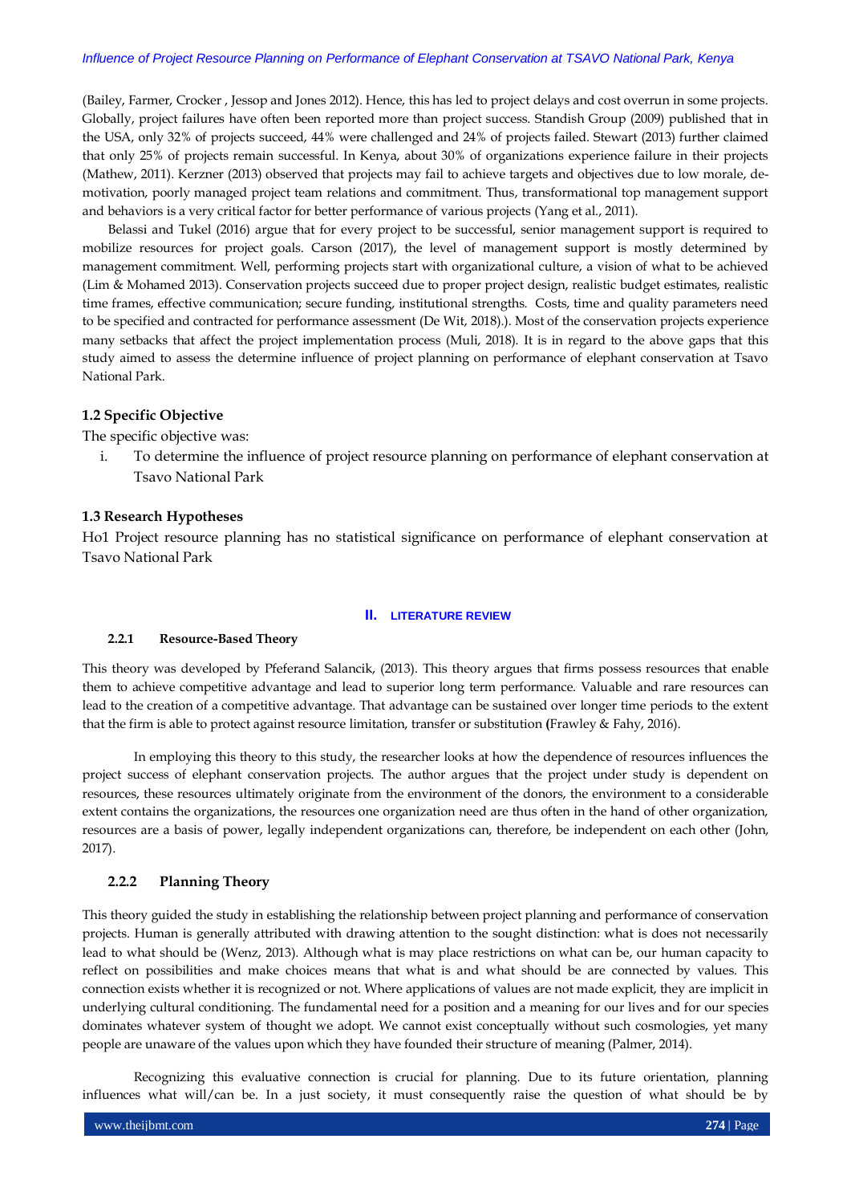(Bailey, Farmer, Crocker , Jessop and Jones 2012). Hence, this has led to project delays and cost overrun in some projects. Globally, project failures have often been reported more than project success. Standish Group (2009) published that in the USA, only 32% of projects succeed, 44% were challenged and 24% of projects failed. Stewart (2013) further claimed that only 25% of projects remain successful. In Kenya, about 30% of organizations experience failure in their projects (Mathew, 2011). Kerzner (2013) observed that projects may fail to achieve targets and objectives due to low morale, de-motivation, poorly managed project team relations and commitment. Thus, transformational top management support and behaviors is a very critical factor for better performance of various projects (Yang et al., 2011).

Belassi and Tukel (2016) argue that for every project to be successful, senior management support is required to mobilize resources for project goals. Carson (2017), the level of management support is mostly determined by management commitment. Well, performing projects start with organizational culture, a vision of what to be achieved (Lim & Mohamed 2013). Conservation projects succeed due to proper project design, realistic budget estimates, realistic time frames, effective communication; secure funding, institutional strengths. Costs, time and quality parameters need to be specified and contracted for performance assessment (De Wit, 2018).). Most of the conservation projects experience many setbacks that affect the project implementation process (Muli, 2018). It is in regard to the above gaps that this study aimed to assess the determine influence of project planning on performance of elephant conservation at Tsavo National Park.

### 1.2 Specific Objective

The specific objective was:

i. To determine the influence of project resource planning on performance of elephant conservation at Tsavo National Park

### 1.3 Research Hypotheses

Ho1 Project resource planning has no statistical significance on performance of elephant conservation at Tsavo National Park

## II. LITERATURE REVIEW

### 2.2.1 Resource-Based Theory

This theory was developed by Pfeferand Salancik, (2013). This theory argues that firms possess resources that enable them to achieve competitive advantage and lead to superior long term performance. Valuable and rare resources can lead to the creation of a competitive advantage. That advantage can be sustained over longer time periods to the extent that the firm is able to protect against resource limitation, transfer or substitution **(**Frawley & Fahy, 2016).

In employing this theory to this study, the researcher looks at how the dependence of resources influences the project success of elephant conservation projects. The author argues that the project under study is dependent on resources, these resources ultimately originate from the environment of the donors, the environment to a considerable extent contains the organizations, the resources one organization need are thus often in the hand of other organization, resources are a basis of power, legally independent organizations can, therefore, be independent on each other (John, 2017).

### 2.2.2 Planning Theory

This theory guided the study in establishing the relationship between project planning and performance of conservation projects. Human is generally attributed with drawing attention to the sought distinction: what is does not necessarily lead to what should be (Wenz, 2013). Although what is may place restrictions on what can be, our human capacity to reflect on possibilities and make choices means that what is and what should be are connected by values. This connection exists whether it is recognized or not. Where applications of values are not made explicit, they are implicit in underlying cultural conditioning. The fundamental need for a position and a meaning for our lives and for our species dominates whatever system of thought we adopt. We cannot exist conceptually without such cosmologies, yet many people are unaware of the values upon which they have founded their structure of meaning (Palmer, 2014).

Recognizing this evaluative connection is crucial for planning. Due to its future orientation, planning influences what will/can be. In a just society, it must consequently raise the question of what should be by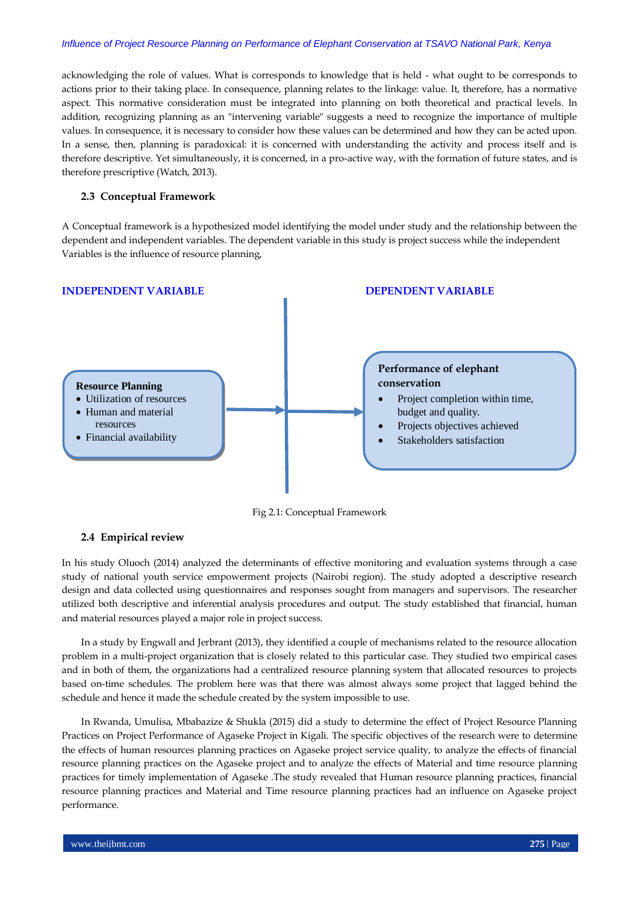acknowledging the role of values. What is corresponds to knowledge that is held - what ought to be corresponds to actions prior to their taking place. In consequence, planning relates to the linkage: value. It, therefore, has a normative aspect. This normative consideration must be integrated into planning on both theoretical and practical levels. In addition, recognizing planning as an "intervening variable" suggests a need to recognize the importance of multiple values. In consequence, it is necessary to consider how these values can be determined and how they can be acted upon. In a sense, then, planning is paradoxical: it is concerned with understanding the activity and process itself and is therefore descriptive. Yet simultaneously, it is concerned, in a pro-active way, with the formation of future states, and is therefore prescriptive (Watch, 2013).

### 2.3 Conceptual Framework

A Conceptual framework is a hypothesized model identifying the model under study and the relationship between the dependent and independent variables. The dependent variable in this study is project success while the independent Variables is the influence of resource planning,

**INDEPENDENT VARIABLE**

**Resource Planning**
- Utilization of resources
- Human and material resources
- Financial availability

**DEPENDENT VARIABLE**

**Performance of elephant conservation**
- Project completion within time, budget and quality.
- Projects objectives achieved
- Stakeholders satisfaction

Fig 2.1: Conceptual Framework

### 2.4 Empirical review

In his study Oluoch (2014) analyzed the determinants of effective monitoring and evaluation systems through a case study of national youth service empowerment projects (Nairobi region). The study adopted a descriptive research design and data collected using questionnaires and responses sought from managers and supervisors. The researcher utilized both descriptive and inferential analysis procedures and output. The study established that financial, human and material resources played a major role in project success.

In a study by Engwall and Jerbrant (2013), they identified a couple of mechanisms related to the resource allocation problem in a multi-project organization that is closely related to this particular case. They studied two empirical cases and in both of them, the organizations had a centralized resource planning system that allocated resources to projects based on-time schedules. The problem here was that there was almost always some project that lagged behind the schedule and hence it made the schedule created by the system impossible to use.

In Rwanda, Umulisa, Mbabazize & Shukla (2015) did a study to determine the effect of Project Resource Planning Practices on Project Performance of Agaseke Project in Kigali. The specific objectives of the research were to determine the effects of human resources planning practices on Agaseke project service quality, to analyze the effects of financial resource planning practices on the Agaseke project and to analyze the effects of Material and time resource planning practices for timely implementation of Agaseke .The study revealed that Human resource planning practices, financial resource planning practices and Material and Time resource planning practices had an influence on Agaseke project performance.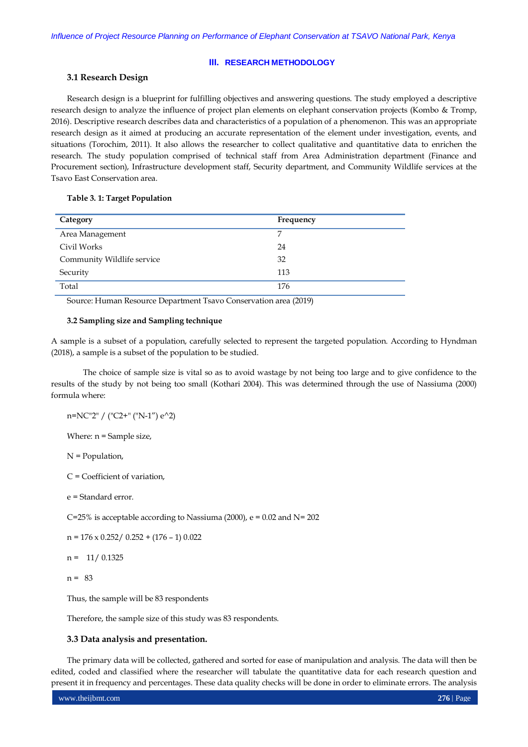## III. RESEARCH METHODOLOGY

### 3.1 Research Design

Research design is a blueprint for fulfilling objectives and answering questions. The study employed a descriptive research design to analyze the influence of project plan elements on elephant conservation projects (Kombo & Tromp, 2016). Descriptive research describes data and characteristics of a population of a phenomenon. This was an appropriate research design as it aimed at producing an accurate representation of the element under investigation, events, and situations (Torochim, 2011). It also allows the researcher to collect qualitative and quantitative data to enrichen the research. The study population comprised of technical staff from Area Administration department (Finance and Procurement section), Infrastructure development staff, Security department, and Community Wildlife services at the Tsavo East Conservation area.

**Table 3. 1: Target Population**

| Category | Frequency |
|---|---|
| Area Management | 7 |
| Civil Works | 24 |
| Community Wildlife service | 32 |
| Security | 113 |
| Total | 176 |

Source: Human Resource Department Tsavo Conservation area (2019)

### 3.2 Sampling size and Sampling technique

A sample is a subset of a population, carefully selected to represent the targeted population. According to Hyndman (2018), a sample is a subset of the population to be studied.

The choice of sample size is vital so as to avoid wastage by not being too large and to give confidence to the results of the study by not being too small (Kothari 2004). This was determined through the use of Nassiuma (2000) formula where:

n=NC"2" / ("C2+" ("N-1”) e^2)

Where: n = Sample size,

N = Population,

C = Coefficient of variation,

e = Standard error.

C=25% is acceptable according to Nassiuma (2000), e = 0.02 and N= 202

n = 176 x 0.252/ 0.252 + (176 – 1) 0.022

n = 11/ 0.1325

n = 83

Thus, the sample will be 83 respondents

Therefore, the sample size of this study was 83 respondents.

### 3.3 Data analysis and presentation.

The primary data will be collected, gathered and sorted for ease of manipulation and analysis. The data will then be edited, coded and classified where the researcher will tabulate the quantitative data for each research question and present it in frequency and percentages. These data quality checks will be done in order to eliminate errors. The analysis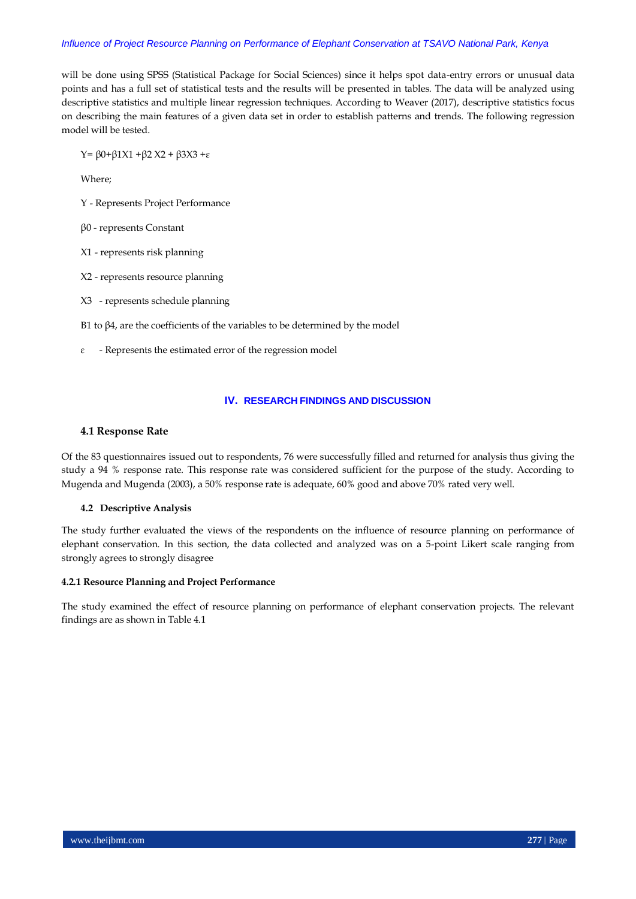will be done using SPSS (Statistical Package for Social Sciences) since it helps spot data-entry errors or unusual data points and has a full set of statistical tests and the results will be presented in tables. The data will be analyzed using descriptive statistics and multiple linear regression techniques. According to Weaver (2017), descriptive statistics focus on describing the main features of a given data set in order to establish patterns and trends. The following regression model will be tested.

$Y = \beta 0 + \beta 1X1 + \beta 2\ X2 + \beta 3X3 + \varepsilon$

Where;

Y - Represents Project Performance

$\beta 0$ - represents Constant

X1 - represents risk planning

X2 - represents resource planning

X3 - represents schedule planning

B1 to $\beta 4$, are the coefficients of the variables to be determined by the model

$\varepsilon$ - Represents the estimated error of the regression model

# IV. RESEARCH FINDINGS AND DISCUSSION

## 4.1 Response Rate

Of the 83 questionnaires issued out to respondents, 76 were successfully filled and returned for analysis thus giving the study a 94 % response rate. This response rate was considered sufficient for the purpose of the study. According to Mugenda and Mugenda (2003), a 50% response rate is adequate, 60% good and above 70% rated very well.

## 4.2 Descriptive Analysis

The study further evaluated the views of the respondents on the influence of resource planning on performance of elephant conservation. In this section, the data collected and analyzed was on a 5-point Likert scale ranging from strongly agrees to strongly disagree

### 4.2.1 Resource Planning and Project Performance

The study examined the effect of resource planning on performance of elephant conservation projects. The relevant findings are as shown in Table 4.1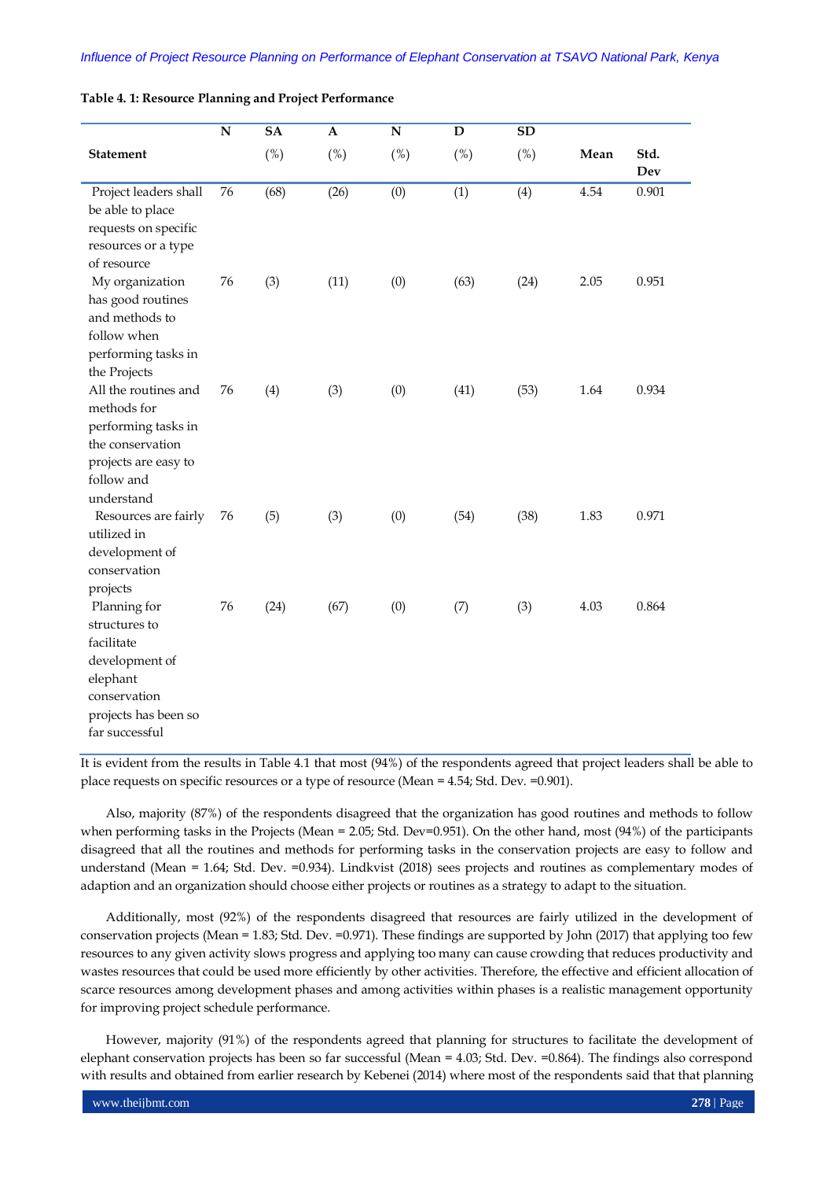**Table 4. 1: Resource Planning and Project Performance**

| Statement | N | SA (%) | A (%) | N (%) | D (%) | SD (%) | Mean | Std. Dev |
|---|---|---|---|---|---|---|---|---|
| Project leaders shall be able to place requests on specific resources or a type of resource | 76 | (68) | (26) | (0) | (1) | (4) | 4.54 | 0.901 |
| My organization has good routines and methods to follow when performing tasks in the Projects | 76 | (3) | (11) | (0) | (63) | (24) | 2.05 | 0.951 |
| All the routines and methods for performing tasks in the conservation projects are easy to follow and understand | 76 | (4) | (3) | (0) | (41) | (53) | 1.64 | 0.934 |
| Resources are fairly utilized in development of conservation projects | 76 | (5) | (3) | (0) | (54) | (38) | 1.83 | 0.971 |
| Planning for structures to facilitate development of elephant conservation projects has been so far successful | 76 | (24) | (67) | (0) | (7) | (3) | 4.03 | 0.864 |

It is evident from the results in Table 4.1 that most (94%) of the respondents agreed that project leaders shall be able to place requests on specific resources or a type of resource (Mean = 4.54; Std. Dev. =0.901).

Also, majority (87%) of the respondents disagreed that the organization has good routines and methods to follow when performing tasks in the Projects (Mean = 2.05; Std. Dev=0.951). On the other hand, most (94%) of the participants disagreed that all the routines and methods for performing tasks in the conservation projects are easy to follow and understand (Mean = 1.64; Std. Dev. =0.934). Lindkvist (2018) sees projects and routines as complementary modes of adaption and an organization should choose either projects or routines as a strategy to adapt to the situation.

Additionally, most (92%) of the respondents disagreed that resources are fairly utilized in the development of conservation projects (Mean = 1.83; Std. Dev. =0.971). These findings are supported by John (2017) that applying too few resources to any given activity slows progress and applying too many can cause crowding that reduces productivity and wastes resources that could be used more efficiently by other activities. Therefore, the effective and efficient allocation of scarce resources among development phases and among activities within phases is a realistic management opportunity for improving project schedule performance.

However, majority (91%) of the respondents agreed that planning for structures to facilitate the development of elephant conservation projects has been so far successful (Mean = 4.03; Std. Dev. =0.864). The findings also correspond with results and obtained from earlier research by Kebenei (2014) where most of the respondents said that that planning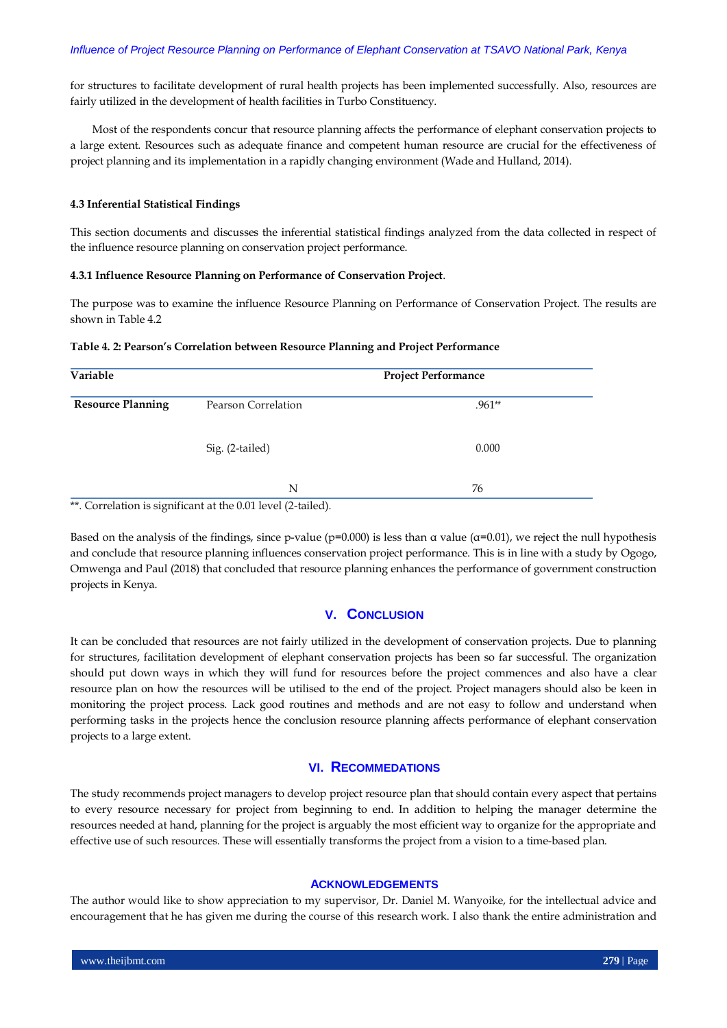for structures to facilitate development of rural health projects has been implemented successfully. Also, resources are fairly utilized in the development of health facilities in Turbo Constituency.

Most of the respondents concur that resource planning affects the performance of elephant conservation projects to a large extent. Resources such as adequate finance and competent human resource are crucial for the effectiveness of project planning and its implementation in a rapidly changing environment (Wade and Hulland, 2014).

### 4.3 Inferential Statistical Findings

This section documents and discusses the inferential statistical findings analyzed from the data collected in respect of the influence resource planning on conservation project performance.

#### 4.3.1 Influence Resource Planning on Performance of Conservation Project.

The purpose was to examine the influence Resource Planning on Performance of Conservation Project. The results are shown in Table 4.2

**Table 4. 2: Pearson's Correlation between Resource Planning and Project Performance**

| Variable | | Project Performance |
|---|---|---|
| **Resource Planning** | Pearson Correlation | .961** |
| | Sig. (2-tailed) | 0.000 |
| | N | 76 |

**. Correlation is significant at the 0.01 level (2-tailed).

Based on the analysis of the findings, since p-value ($p=0.000$) is less than α value ($\alpha=0.01$), we reject the null hypothesis and conclude that resource planning influences conservation project performance. This is in line with a study by Ogogo, Omwenga and Paul (2018) that concluded that resource planning enhances the performance of government construction projects in Kenya.

## V. Conclusion

It can be concluded that resources are not fairly utilized in the development of conservation projects. Due to planning for structures, facilitation development of elephant conservation projects has been so far successful. The organization should put down ways in which they will fund for resources before the project commences and also have a clear resource plan on how the resources will be utilised to the end of the project. Project managers should also be keen in monitoring the project process. Lack good routines and methods and are not easy to follow and understand when performing tasks in the projects hence the conclusion resource planning affects performance of elephant conservation projects to a large extent.

## VI. Recommedations

The study recommends project managers to develop project resource plan that should contain every aspect that pertains to every resource necessary for project from beginning to end. In addition to helping the manager determine the resources needed at hand, planning for the project is arguably the most efficient way to organize for the appropriate and effective use of such resources. These will essentially transforms the project from a vision to a time-based plan.

## Acknowledgements

The author would like to show appreciation to my supervisor, Dr. Daniel M. Wanyoike, for the intellectual advice and encouragement that he has given me during the course of this research work. I also thank the entire administration and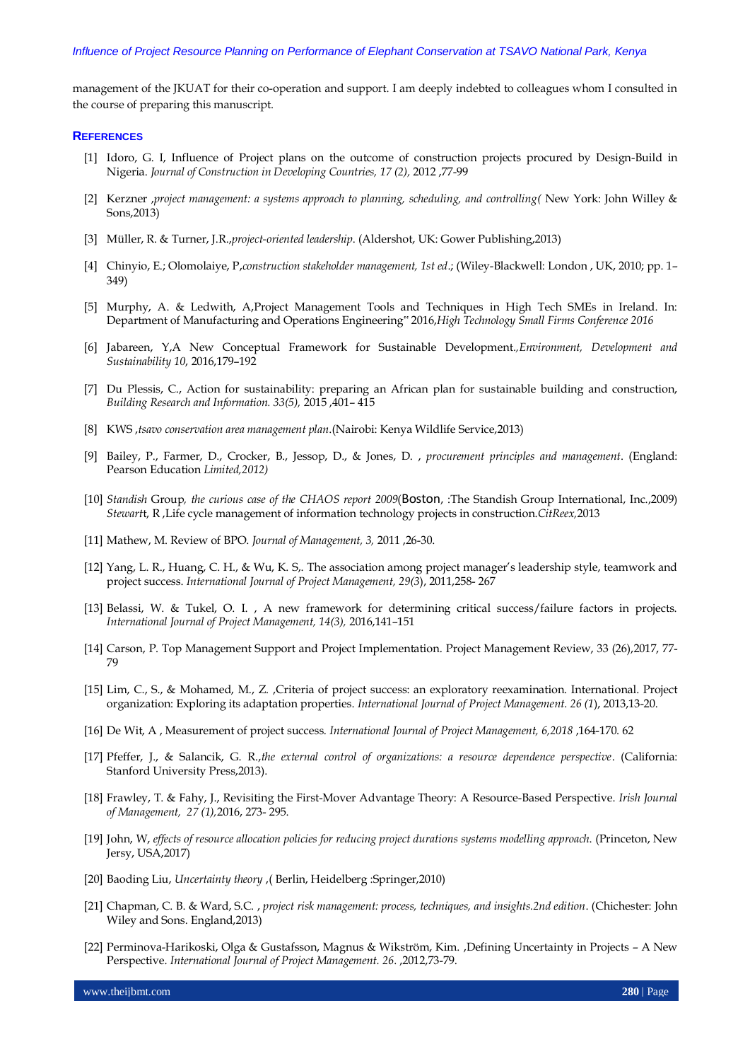management of the JKUAT for their co-operation and support. I am deeply indebted to colleagues whom I consulted in the course of preparing this manuscript.

## REFERENCES

[1] Idoro, G. I, Influence of Project plans on the outcome of construction projects procured by Design-Build in Nigeria. *Journal of Construction in Developing Countries, 17 (2),* 2012 ,77-99

[2] Kerzner ,*project management: a systems approach to planning, scheduling, and controlling(* New York: John Willey & Sons,2013)

[3] Müller, R. & Turner, J.R.,*project-oriented leadership.* (Aldershot, UK: Gower Publishing,2013)

[4] Chinyio, E.; Olomolaiye, P,*construction stakeholder management, 1st ed*.; (Wiley-Blackwell: London , UK, 2010; pp. 1–349)

[5] Murphy, A. & Ledwith, A,Project Management Tools and Techniques in High Tech SMEs in Ireland. In: Department of Manufacturing and Operations Engineering" 2016,*High Technology Small Firms Conference 2016*

[6] Jabareen, Y,A New Conceptual Framework for Sustainable Development.,*Environment, Development and Sustainability 10*, 2016,179–192

[7] Du Plessis, C., Action for sustainability: preparing an African plan for sustainable building and construction, *Building Research and Information. 33(5),* 2015 ,401– 415

[8] KWS ,*tsavo conservation area management plan*.(Nairobi: Kenya Wildlife Service,2013)

[9] Bailey, P., Farmer, D., Crocker, B., Jessop, D., & Jones, D. , *procurement principles and management*. (England: Pearson Education *Limited,2012)*

[10] *Standish* Group*, the curious case of the CHAOS report 2009*(Boston, :The Standish Group International, Inc.,2009) *Stewart*t, R ,Life cycle management of information technology projects in construction.*CitReex,*2013

[11] Mathew, M. Review of BPO. *Journal of Management, 3,* 2011 ,26-30.

[12] Yang, L. R., Huang, C. H., & Wu, K. S,. The association among project manager's leadership style, teamwork and project success. *International Journal of Project Management, 29(3*), 2011,258- 267

[13] Belassi, W. & Tukel, O. I. , A new framework for determining critical success/failure factors in projects. *International Journal of Project Management, 14(3),* 2016,141–151

[14] Carson, P. Top Management Support and Project Implementation. Project Management Review, 33 (26),2017, 77-79

[15] Lim, C., S., & Mohamed, M., Z. ,Criteria of project success: an exploratory reexamination. International. Project organization: Exploring its adaptation properties. *International Journal of Project Management. 26 (1*), 2013,13-20.

[16] De Wit, A , Measurement of project success. *International Journal of Project Management, 6,2018* ,164-170. 62

[17] Pfeffer, J., & Salancik, G. R.,*the external control of organizations: a resource dependence perspective*. (California: Stanford University Press,2013).

[18] Frawley, T. & Fahy, J., Revisiting the First-Mover Advantage Theory: A Resource-Based Perspective. *Irish Journal of Management, 27 (1),*2016, 273- 295.

[19] John, W, *effects of resource allocation policies for reducing project durations systems modelling approach.* (Princeton, New Jersy, USA,2017)

[20] Baoding Liu, *Uncertainty theory* ,( Berlin, Heidelberg :Springer,2010)

[21] Chapman, C. B. & Ward, S.C. , *project risk management: process, techniques, and insights.2nd edition*. (Chichester: John Wiley and Sons. England,2013)

[22] Perminova-Harikoski, Olga & Gustafsson, Magnus & Wikström, Kim. ,Defining Uncertainty in Projects – A New Perspective. *International Journal of Project Management. 26*. ,2012,73-79.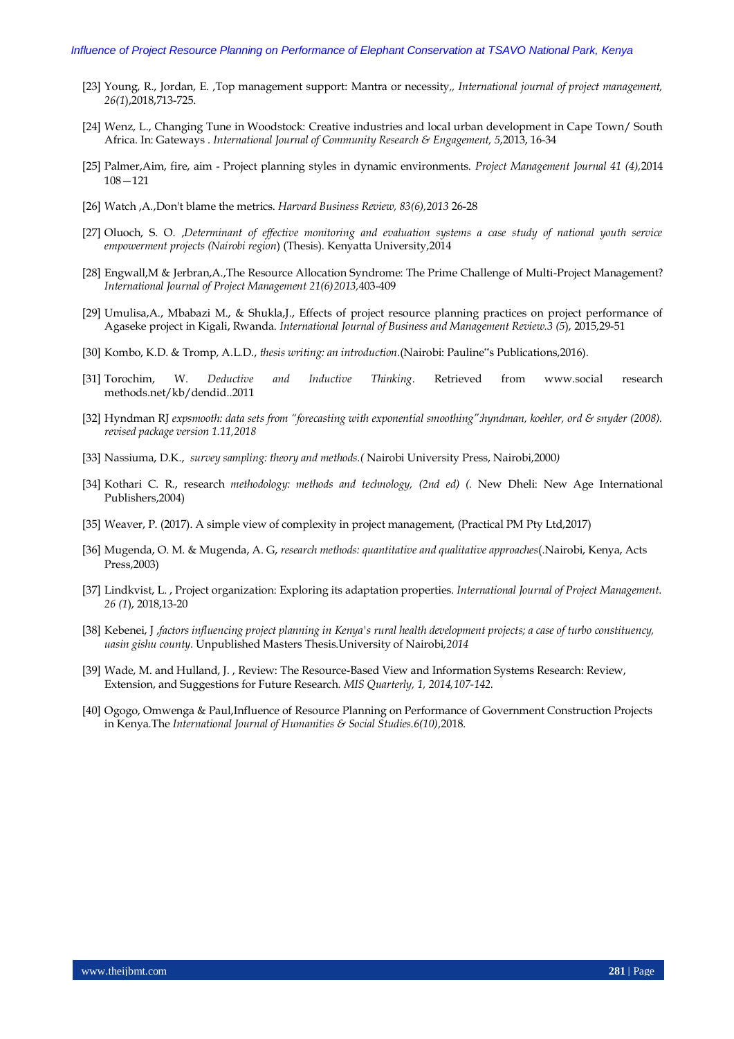[23] Young, R., Jordan, E. ,Top management support: Mantra or necessity,, *International journal of project management, 26(1*),2018,713-725.

[24] Wenz, L., Changing Tune in Woodstock: Creative industries and local urban development in Cape Town/ South Africa. In: Gateways . *International Journal of Community Research & Engagement, 5*,2013, 16-34

[25] Palmer,Aim, fire, aim - Project planning styles in dynamic environments. *Project Management Journal 41 (4),*2014 108—121

[26] Watch ,A.,Don't blame the metrics. *Harvard Business Review, 83(6),2013* 26-28

[27] Oluoch, S. O. ,*Determinant of effective monitoring and evaluation systems a case study of national youth service empowerment projects (Nairobi region*) (Thesis). Kenyatta University,2014

[28] Engwall,M & Jerbran,A.,The Resource Allocation Syndrome: The Prime Challenge of Multi-Project Management? *International Journal of Project Management 21(6)2013,*403-409

[29] Umulisa,A., Mbabazi M., & Shukla,J., Effects of project resource planning practices on project performance of Agaseke project in Kigali, Rwanda. *International Journal of Business and Management Review.3 (5*), 2015,29-51

[30] Kombo, K.D. & Tromp, A.L.D., *thesis writing: an introduction.*(Nairobi: Pauline"s Publications,2016).

[31] Torochim, W. *Deductive and Inductive Thinking*. Retrieved from www.social research methods.net/kb/dendid..2011

[32] Hyndman RJ *expsmooth: data sets from "forecasting with exponential smoothing":hyndman, koehler, ord & snyder (2008). revised package version 1.11,2018*

[33] Nassiuma, D.K., *survey sampling: theory and methods.(* Nairobi University Press, Nairobi,2000*)*

[34] Kothari C. R., research *methodology: methods and technology, (2nd ed) (.* New Dheli: New Age International Publishers,2004)

[35] Weaver, P. (2017). A simple view of complexity in project management, (Practical PM Pty Ltd,2017)

[36] Mugenda, O. M. & Mugenda, A. G, *research methods: quantitative and qualitative approaches*(.Nairobi, Kenya, Acts Press,2003)

[37] Lindkvist, L. , Project organization: Exploring its adaptation properties. *International Journal of Project Management. 26 (1*), 2018,13-20

[38] Kebenei, J ,*factors influencing project planning in Kenya's rural health development projects; a case of turbo constituency, uasin gishu county.* Unpublished Masters Thesis.University of Nairobi*,2014*

[39] Wade, M. and Hulland, J. , Review: The Resource-Based View and Information Systems Research: Review, Extension, and Suggestions for Future Research*. MIS Quarterly, 1, 2014,107-142.*

[40] Ogogo, Omwenga & Paul,Influence of Resource Planning on Performance of Government Construction Projects in Kenya.The *International Journal of Humanities & Social Studies.6(10)*,2018.